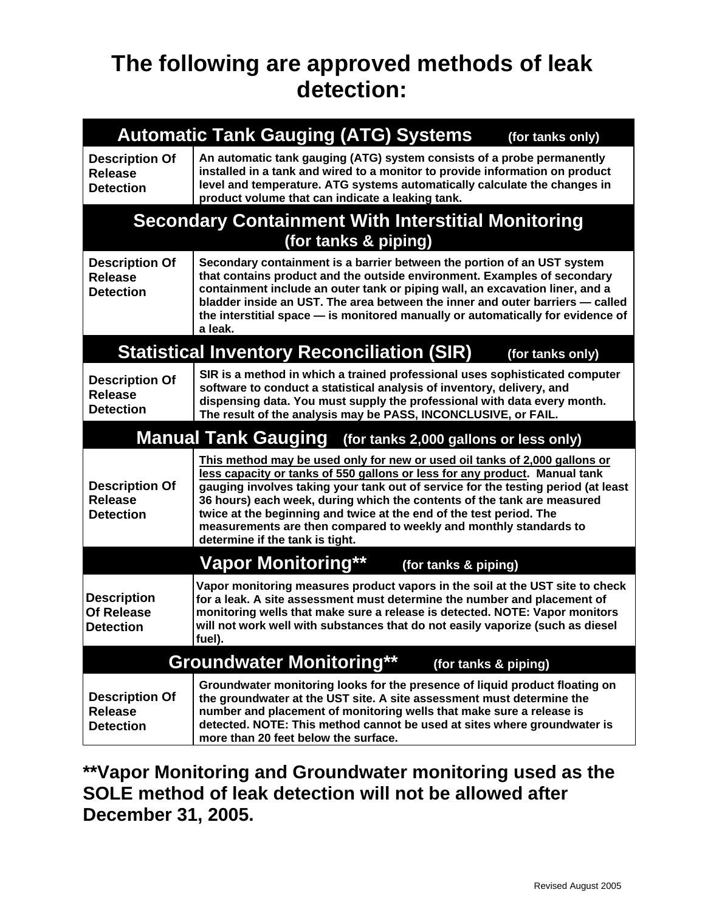# The following are approved methods of leak detection:

| Automatic Tank Gauging (ATG) Systems (for tanks only) | |
|---|---|
| **Description Of Release Detection** | **An automatic tank gauging (ATG) system consists of a probe permanently installed in a tank and wired to a monitor to provide information on product level and temperature. ATG systems automatically calculate the changes in product volume that can indicate a leaking tank.** |

| Secondary Containment With Interstitial Monitoring (for tanks & piping) | |
|---|---|
| **Description Of Release Detection** | **Secondary containment is a barrier between the portion of an UST system that contains product and the outside environment. Examples of secondary containment include an outer tank or piping wall, an excavation liner, and a bladder inside an UST. The area between the inner and outer barriers — called the interstitial space — is monitored manually or automatically for evidence of a leak.** |

| Statistical Inventory Reconciliation (SIR) (for tanks only) | |
|---|---|
| **Description Of Release Detection** | **SIR is a method in which a trained professional uses sophisticated computer software to conduct a statistical analysis of inventory, delivery, and dispensing data. You must supply the professional with data every month. The result of the analysis may be PASS, INCONCLUSIVE, or FAIL.** |

| Manual Tank Gauging (for tanks 2,000 gallons or less only) | |
|---|---|
| **Description Of Release Detection** | **<u>This method may be used only for new or used oil tanks of 2,000 gallons or less capacity or tanks of 550 gallons or less for any product</u>. Manual tank gauging involves taking your tank out of service for the testing period (at least 36 hours) each week, during which the contents of the tank are measured twice at the beginning and twice at the end of the test period. The measurements are then compared to weekly and monthly standards to determine if the tank is tight.** |

| Vapor Monitoring** (for tanks & piping) | |
|---|---|
| **Description Of Release Detection** | **Vapor monitoring measures product vapors in the soil at the UST site to check for a leak. A site assessment must determine the number and placement of monitoring wells that make sure a release is detected. NOTE: Vapor monitors will not work well with substances that do not easily vaporize (such as diesel fuel).** |

| Groundwater Monitoring** (for tanks & piping) | |
|---|---|
| **Description Of Release Detection** | **Groundwater monitoring looks for the presence of liquid product floating on the groundwater at the UST site. A site assessment must determine the number and placement of monitoring wells that make sure a release is detected. NOTE: This method cannot be used at sites where groundwater is more than 20 feet below the surface.** |

**\*\*Vapor Monitoring and Groundwater monitoring used as the SOLE method of leak detection will not be allowed after December 31, 2005.**

Revised August 2005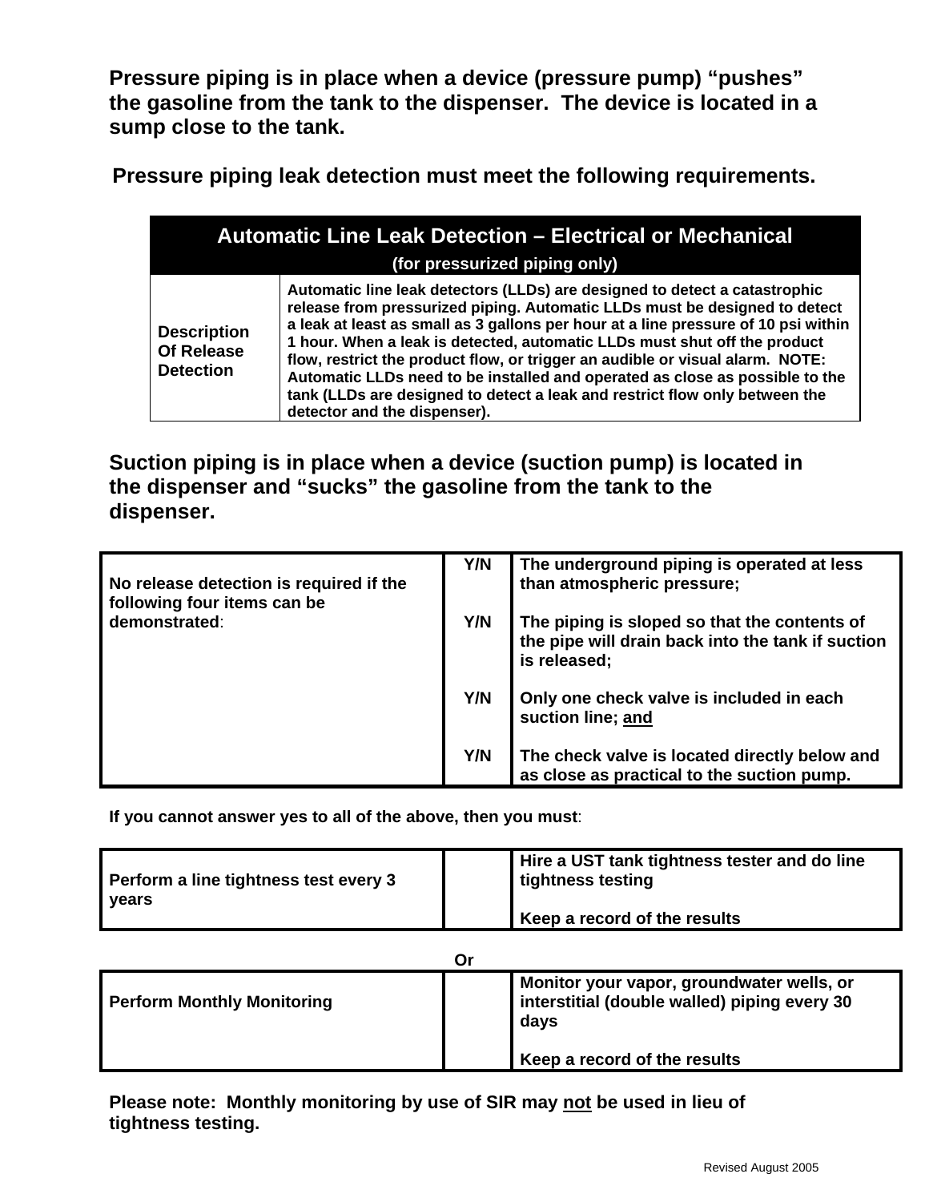**Pressure piping is in place when a device (pressure pump) "pushes" the gasoline from the tank to the dispenser. The device is located in a sump close to the tank.**

**Pressure piping leak detection must meet the following requirements.**

| **Automatic Line Leak Detection – Electrical or Mechanical** (for pressurized piping only) | |
|---|---|
| **Description Of Release Detection** | **Automatic line leak detectors (LLDs) are designed to detect a catastrophic release from pressurized piping. Automatic LLDs must be designed to detect a leak at least as small as 3 gallons per hour at a line pressure of 10 psi within 1 hour. When a leak is detected, automatic LLDs must shut off the product flow, restrict the product flow, or trigger an audible or visual alarm. NOTE: Automatic LLDs need to be installed and operated as close as possible to the tank (LLDs are designed to detect a leak and restrict flow only between the detector and the dispenser).** |

**Suction piping is in place when a device (suction pump) is located in the dispenser and "sucks" the gasoline from the tank to the dispenser.**

| | | |
|---|---|---|
| **No release detection is required if the following four items can be demonstrated**: | **Y/N** | **The underground piping is operated at less than atmospheric pressure;** |
| | **Y/N** | **The piping is sloped so that the contents of the pipe will drain back into the tank if suction is released;** |
| | **Y/N** | **Only one check valve is included in each suction line; and** |
| | **Y/N** | **The check valve is located directly below and as close as practical to the suction pump.** |

**If you cannot answer yes to all of the above, then you must**:

| | | |
|---|---|---|
| **Perform a line tightness test every 3 years** | | **Hire a UST tank tightness tester and do line tightness testing**<br><br>**Keep a record of the results** |

**Or**

| | | |
|---|---|---|
| **Perform Monthly Monitoring** | | **Monitor your vapor, groundwater wells, or interstitial (double walled) piping every 30 days**<br><br>**Keep a record of the results** |

**Please note: Monthly monitoring by use of SIR may not be used in lieu of tightness testing.**

Revised August 2005